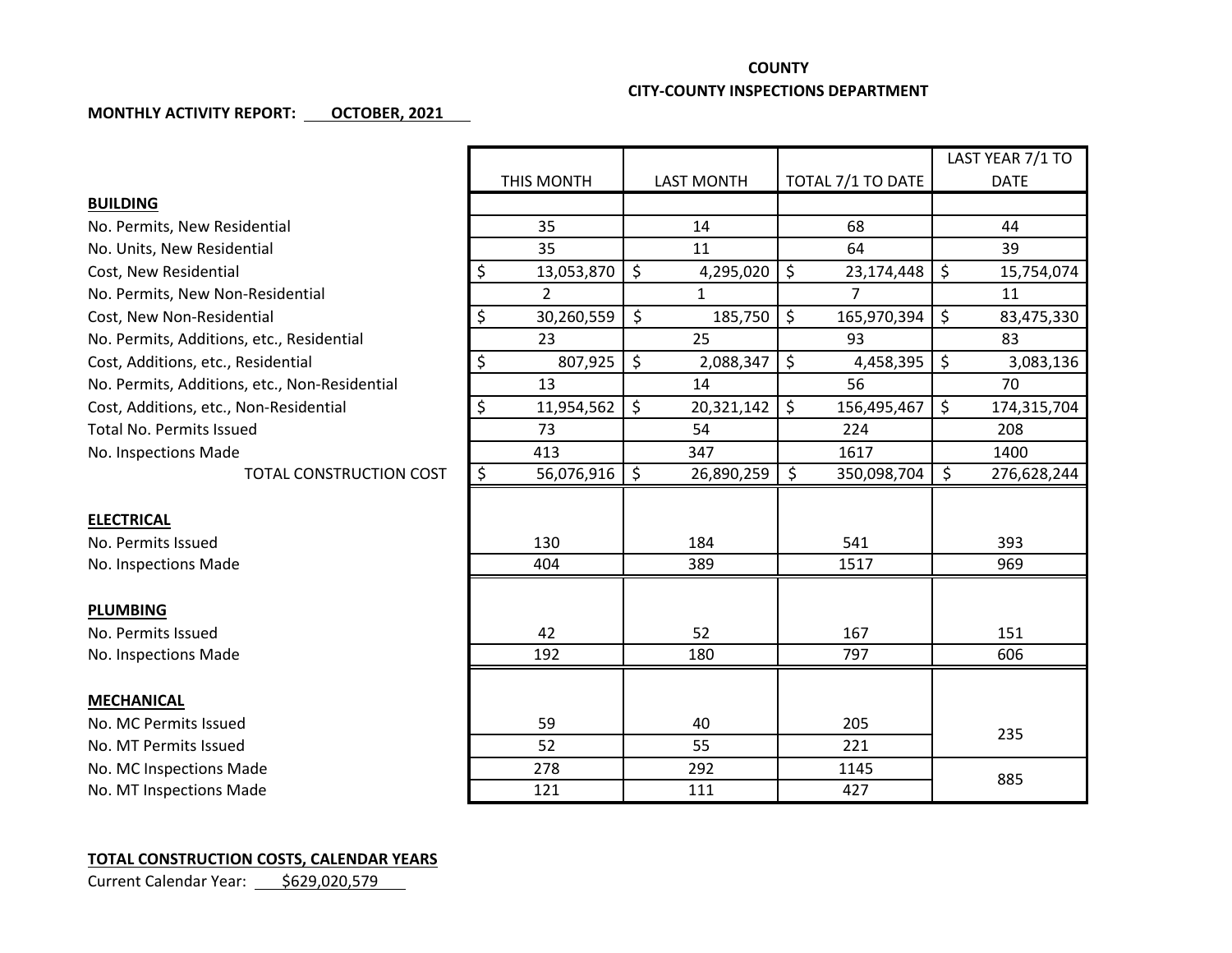**COUNTY**

**CITY-COUNTY INSPECTIONS DEPARTMENT**

**MONTHLY ACTIVITY REPORT: OCTOBER, 2021**

| | THIS MONTH | LAST MONTH | TOTAL 7/1 TO DATE | LAST YEAR 7/1 TO DATE |
|---|---|---|---|---|
| **BUILDING** | | | | |
| No. Permits, New Residential | 35 | 14 | 68 | 44 |
| No. Units, New Residential | 35 | 11 | 64 | 39 |
| Cost, New Residential | $ 13,053,870 | $ 4,295,020 | $ 23,174,448 | $ 15,754,074 |
| No. Permits, New Non-Residential | 2 | 1 | 7 | 11 |
| Cost, New Non-Residential | $ 30,260,559 | $ 185,750 | $ 165,970,394 | $ 83,475,330 |
| No. Permits, Additions, etc., Residential | 23 | 25 | 93 | 83 |
| Cost, Additions, etc., Residential | $ 807,925 | $ 2,088,347 | $ 4,458,395 | $ 3,083,136 |
| No. Permits, Additions, etc., Non-Residential | 13 | 14 | 56 | 70 |
| Cost, Additions, etc., Non-Residential | $ 11,954,562 | $ 20,321,142 | $ 156,495,467 | $ 174,315,704 |
| Total No. Permits Issued | 73 | 54 | 224 | 208 |
| No. Inspections Made | 413 | 347 | 1617 | 1400 |
| TOTAL CONSTRUCTION COST | $ 56,076,916 | $ 26,890,259 | $ 350,098,704 | $ 276,628,244 |
| **ELECTRICAL** | | | | |
| No. Permits Issued | 130 | 184 | 541 | 393 |
| No. Inspections Made | 404 | 389 | 1517 | 969 |
| **PLUMBING** | | | | |
| No. Permits Issued | 42 | 52 | 167 | 151 |
| No. Inspections Made | 192 | 180 | 797 | 606 |
| **MECHANICAL** | | | | |
| No. MC Permits Issued | 59 | 40 | 205 | 235 |
| No. MT Permits Issued | 52 | 55 | 221 | |
| No. MC Inspections Made | 278 | 292 | 1145 | 885 |
| No. MT Inspections Made | 121 | 111 | 427 | |

**TOTAL CONSTRUCTION COSTS, CALENDAR YEARS**

Current Calendar Year: $629,020,579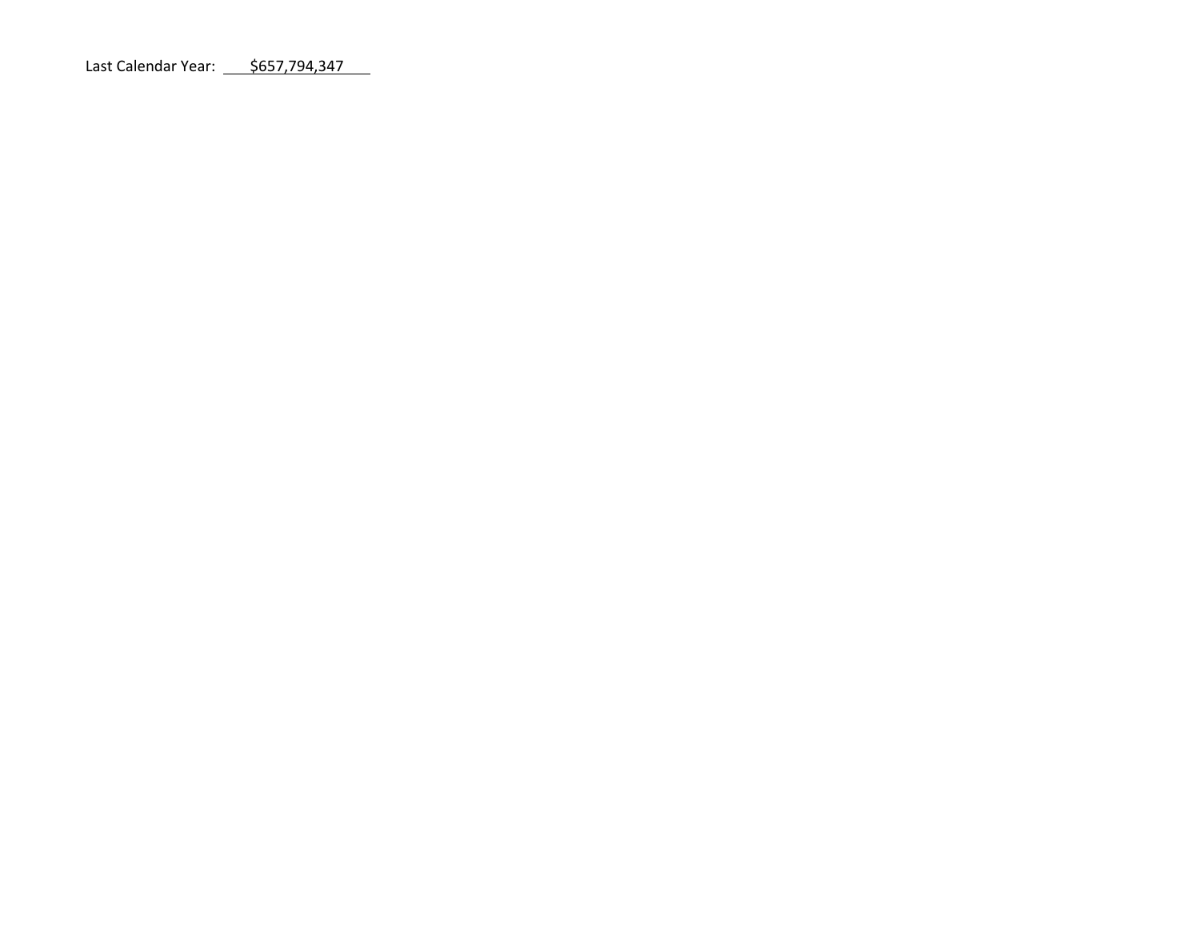Last Calendar Year: $657,794,347